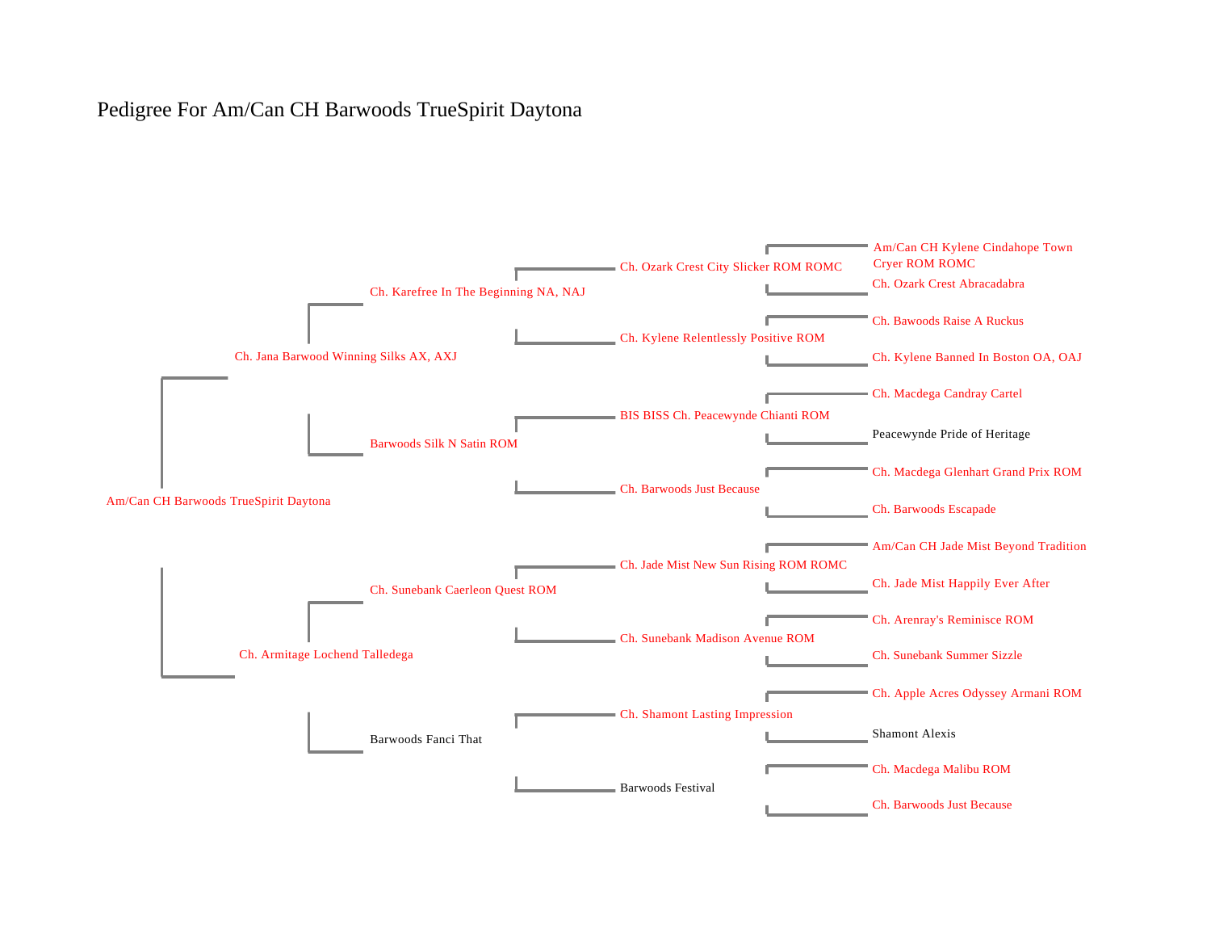# Pedigree For Am/Can CH Barwoods TrueSpirit Daytona

- Am/Can CH Barwoods TrueSpirit Daytona
  - Ch. Jana Barwood Winning Silks AX, AXJ
    - Ch. Karefree In The Beginning NA, NAJ
      - Ch. Ozark Crest City Slicker ROM ROMC
        - Am/Can CH Kylene Cindahope Town Cryer ROM ROMC
        - Ch. Ozark Crest Abracadabra
      - Ch. Kylene Relentlessly Positive ROM
        - Ch. Bawoods Raise A Ruckus
        - Ch. Kylene Banned In Boston OA, OAJ
    - Barwoods Silk N Satin ROM
      - BIS BISS Ch. Peacewynde Chianti ROM
        - Ch. Macdega Candray Cartel
        - Peacewynde Pride of Heritage
      - Ch. Barwoods Just Because
        - Ch. Macdega Glenhart Grand Prix ROM
        - Ch. Barwoods Escapade
  - Ch. Armitage Lochend Talledega
    - Ch. Sunebank Caerleon Quest ROM
      - Ch. Jade Mist New Sun Rising ROM ROMC
        - Am/Can CH Jade Mist Beyond Tradition
        - Ch. Jade Mist Happily Ever After
      - Ch. Sunebank Madison Avenue ROM
        - Ch. Arenray's Reminisce ROM
        - Ch. Sunebank Summer Sizzle
    - Barwoods Fanci That
      - Ch. Shamont Lasting Impression
        - Ch. Apple Acres Odyssey Armani ROM
        - Shamont Alexis
      - Barwoods Festival
        - Ch. Macdega Malibu ROM
        - Ch. Barwoods Just Because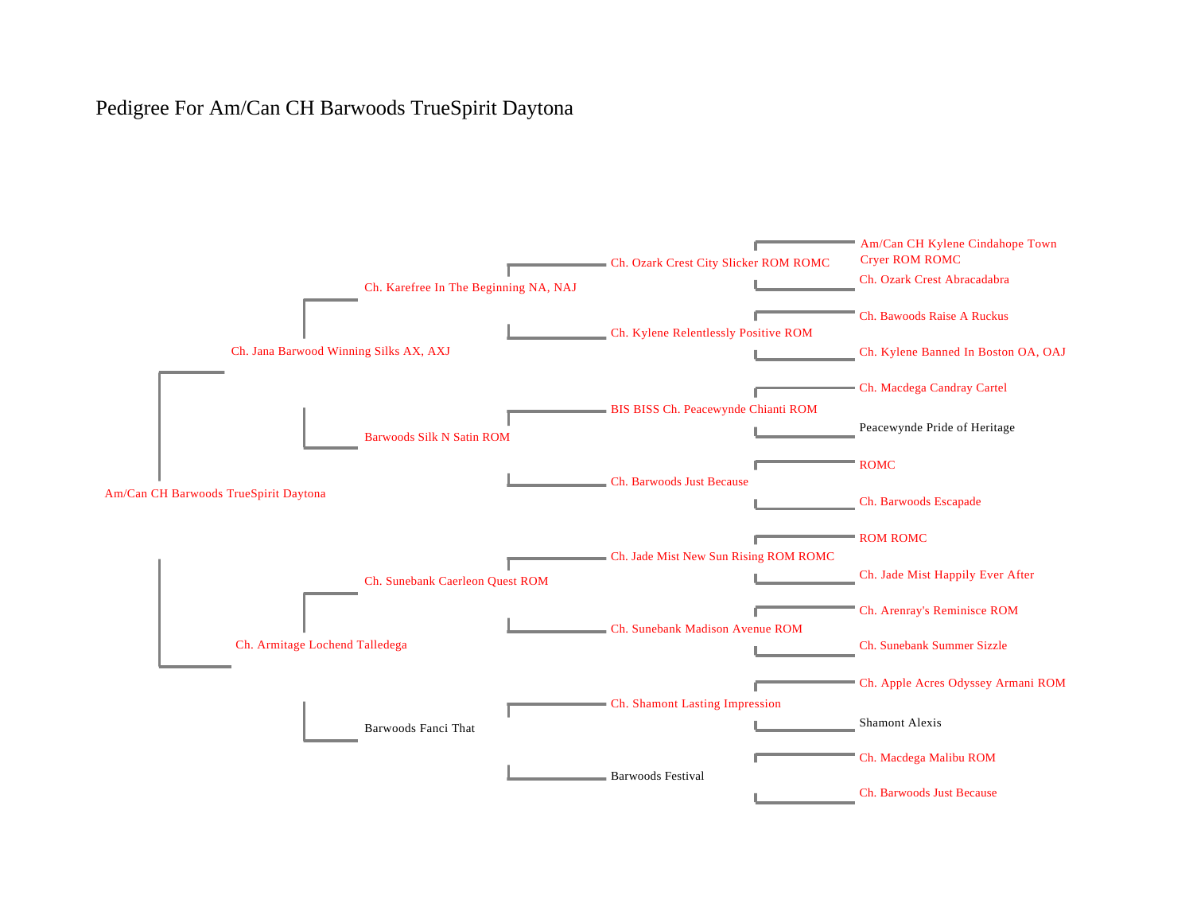# Pedigree For Am/Can CH Barwoods TrueSpirit Daytona

Am/Can CH Barwoods TrueSpirit Daytona

- Ch. Jana Barwood Winning Silks AX, AXJ
  - Ch. Karefree In The Beginning NA, NAJ
    - Ch. Ozark Crest City Slicker ROM ROMC
      - Am/Can CH Kylene Cindahope Town Cryer ROM ROMC
      - Ch. Ozark Crest Abracadabra
    - Ch. Kylene Relentlessly Positive ROM
      - Ch. Bawoods Raise A Ruckus
      - Ch. Kylene Banned In Boston OA, OAJ
  - Barwoods Silk N Satin ROM
    - BIS BISS Ch. Peacewynde Chianti ROM
      - Ch. Macdega Candray Cartel
      - Peacewynde Pride of Heritage
    - Ch. Barwoods Just Because
      - ROMC
      - Ch. Barwoods Escapade
- Ch. Armitage Lochend Talledega
  - Ch. Sunebank Caerleon Quest ROM
    - Ch. Jade Mist New Sun Rising ROM ROMC
      - ROM ROMC
      - Ch. Jade Mist Happily Ever After
    - Ch. Sunebank Madison Avenue ROM
      - Ch. Arenray's Reminisce ROM
      - Ch. Sunebank Summer Sizzle
  - Barwoods Fanci That
    - Ch. Shamont Lasting Impression
      - Ch. Apple Acres Odyssey Armani ROM
      - Shamont Alexis
    - Barwoods Festival
      - Ch. Macdega Malibu ROM
      - Ch. Barwoods Just Because